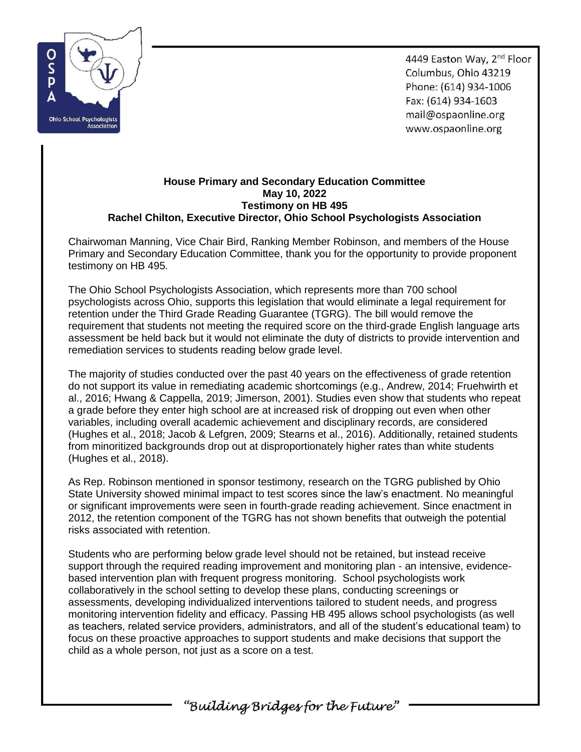4449 Easton Way, 2nd Floor
Columbus, Ohio 43219
Phone: (614) 934-1006
Fax: (614) 934-1603
mail@ospaonline.org
www.ospaonline.org

**House Primary and Secondary Education Committee**
**May 10, 2022**
**Testimony on HB 495**
**Rachel Chilton, Executive Director, Ohio School Psychologists Association**

Chairwoman Manning, Vice Chair Bird, Ranking Member Robinson, and members of the House Primary and Secondary Education Committee, thank you for the opportunity to provide proponent testimony on HB 495.

The Ohio School Psychologists Association, which represents more than 700 school psychologists across Ohio, supports this legislation that would eliminate a legal requirement for retention under the Third Grade Reading Guarantee (TGRG). The bill would remove the requirement that students not meeting the required score on the third-grade English language arts assessment be held back but it would not eliminate the duty of districts to provide intervention and remediation services to students reading below grade level.

The majority of studies conducted over the past 40 years on the effectiveness of grade retention do not support its value in remediating academic shortcomings (e.g., Andrew, 2014; Fruehwirth et al., 2016; Hwang & Cappella, 2019; Jimerson, 2001). Studies even show that students who repeat a grade before they enter high school are at increased risk of dropping out even when other variables, including overall academic achievement and disciplinary records, are considered (Hughes et al., 2018; Jacob & Lefgren, 2009; Stearns et al., 2016). Additionally, retained students from minoritized backgrounds drop out at disproportionately higher rates than white students (Hughes et al., 2018).

As Rep. Robinson mentioned in sponsor testimony, research on the TGRG published by Ohio State University showed minimal impact to test scores since the law's enactment. No meaningful or significant improvements were seen in fourth-grade reading achievement. Since enactment in 2012, the retention component of the TGRG has not shown benefits that outweigh the potential risks associated with retention.

Students who are performing below grade level should not be retained, but instead receive support through the required reading improvement and monitoring plan - an intensive, evidence-based intervention plan with frequent progress monitoring. School psychologists work collaboratively in the school setting to develop these plans, conducting screenings or assessments, developing individualized interventions tailored to student needs, and progress monitoring intervention fidelity and efficacy. Passing HB 495 allows school psychologists (as well as teachers, related service providers, administrators, and all of the student's educational team) to focus on these proactive approaches to support students and make decisions that support the child as a whole person, not just as a score on a test.

*"Building Bridges for the Future"*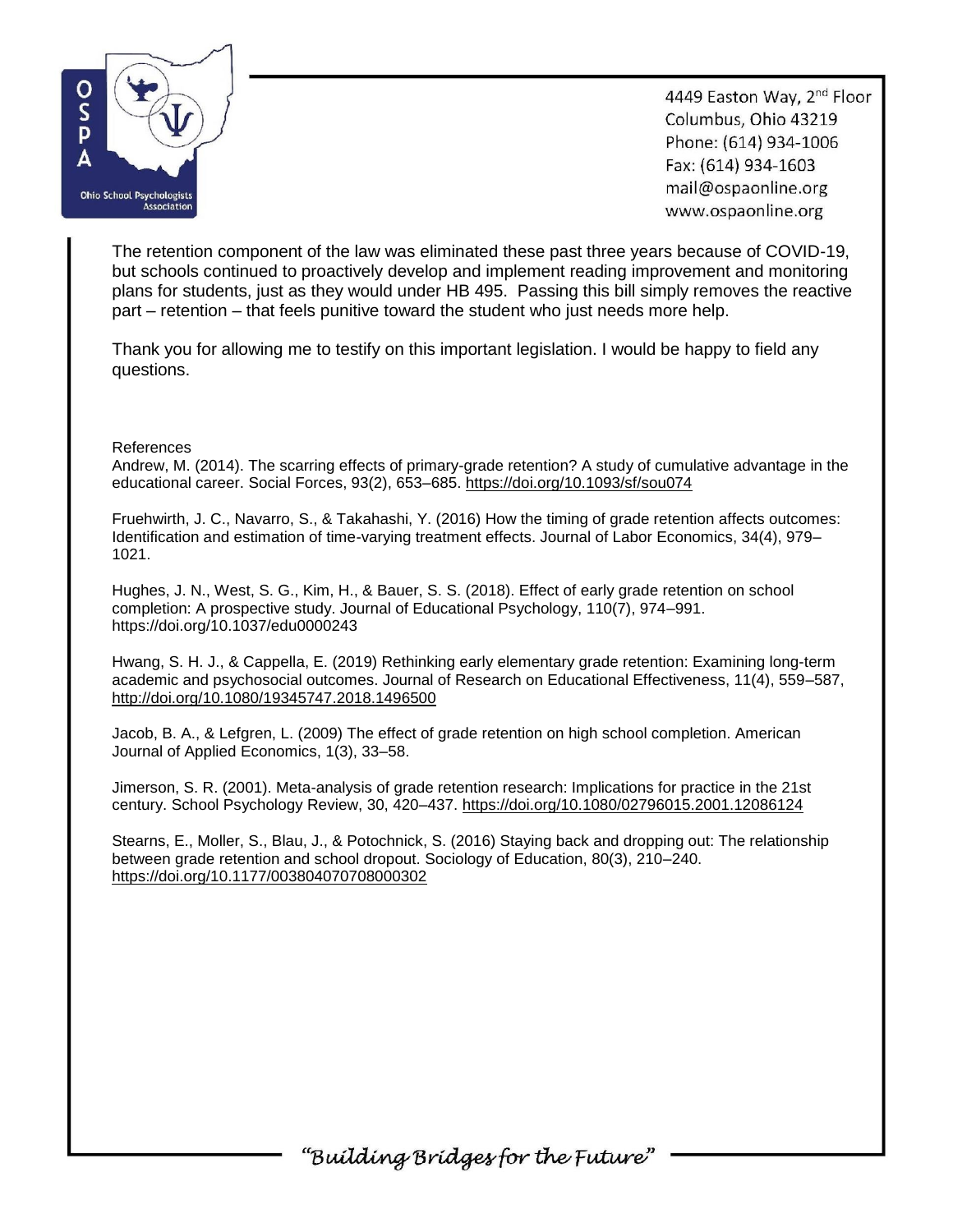The retention component of the law was eliminated these past three years because of COVID-19, but schools continued to proactively develop and implement reading improvement and monitoring plans for students, just as they would under HB 495. Passing this bill simply removes the reactive part – retention – that feels punitive toward the student who just needs more help.

Thank you for allowing me to testify on this important legislation. I would be happy to field any questions.

References

Andrew, M. (2014). The scarring effects of primary-grade retention? A study of cumulative advantage in the educational career. Social Forces, 93(2), 653–685. https://doi.org/10.1093/sf/sou074

Fruehwirth, J. C., Navarro, S., & Takahashi, Y. (2016) How the timing of grade retention affects outcomes: Identification and estimation of time-varying treatment effects. Journal of Labor Economics, 34(4), 979–1021.

Hughes, J. N., West, S. G., Kim, H., & Bauer, S. S. (2018). Effect of early grade retention on school completion: A prospective study. Journal of Educational Psychology, 110(7), 974–991. https://doi.org/10.1037/edu0000243

Hwang, S. H. J., & Cappella, E. (2019) Rethinking early elementary grade retention: Examining long-term academic and psychosocial outcomes. Journal of Research on Educational Effectiveness, 11(4), 559–587, http://doi.org/10.1080/19345747.2018.1496500

Jacob, B. A., & Lefgren, L. (2009) The effect of grade retention on high school completion. American Journal of Applied Economics, 1(3), 33–58.

Jimerson, S. R. (2001). Meta-analysis of grade retention research: Implications for practice in the 21st century. School Psychology Review, 30, 420–437. https://doi.org/10.1080/02796015.2001.12086124

Stearns, E., Moller, S., Blau, J., & Potochnick, S. (2016) Staying back and dropping out: The relationship between grade retention and school dropout. Sociology of Education, 80(3), 210–240. https://doi.org/10.1177/003804070708000302